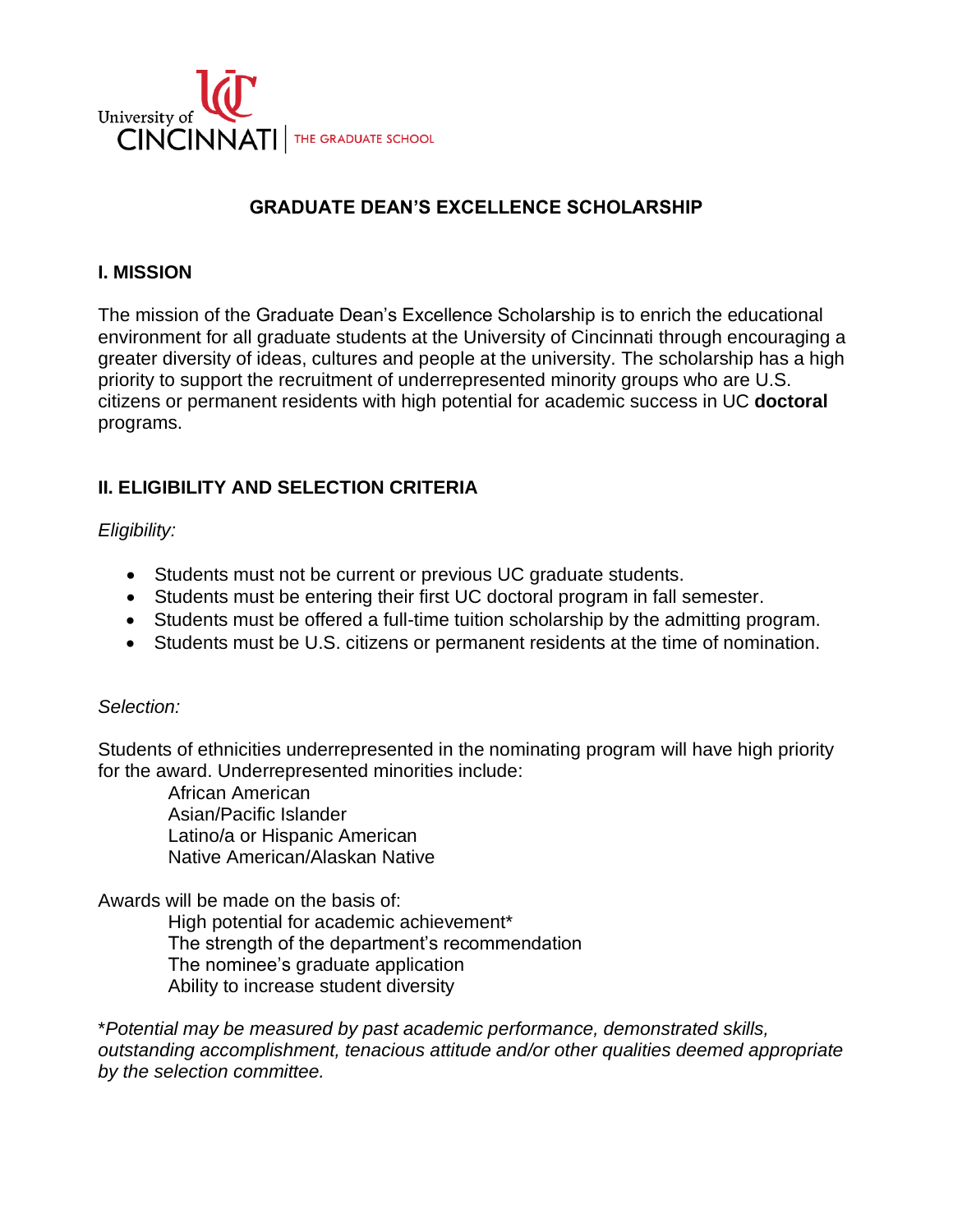University of CINCINNATI | THE GRADUATE SCHOOL

# GRADUATE DEAN'S EXCELLENCE SCHOLARSHIP

## I. MISSION

The mission of the Graduate Dean's Excellence Scholarship is to enrich the educational environment for all graduate students at the University of Cincinnati through encouraging a greater diversity of ideas, cultures and people at the university. The scholarship has a high priority to support the recruitment of underrepresented minority groups who are U.S. citizens or permanent residents with high potential for academic success in UC **doctoral** programs.

## II. ELIGIBILITY AND SELECTION CRITERIA

*Eligibility:*

- Students must not be current or previous UC graduate students.
- Students must be entering their first UC doctoral program in fall semester.
- Students must be offered a full-time tuition scholarship by the admitting program.
- Students must be U.S. citizens or permanent residents at the time of nomination.

*Selection:*

Students of ethnicities underrepresented in the nominating program will have high priority for the award. Underrepresented minorities include:

African American
Asian/Pacific Islander
Latino/a or Hispanic American
Native American/Alaskan Native

Awards will be made on the basis of:

High potential for academic achievement*
The strength of the department's recommendation
The nominee's graduate application
Ability to increase student diversity

\**Potential may be measured by past academic performance, demonstrated skills, outstanding accomplishment, tenacious attitude and/or other qualities deemed appropriate by the selection committee.*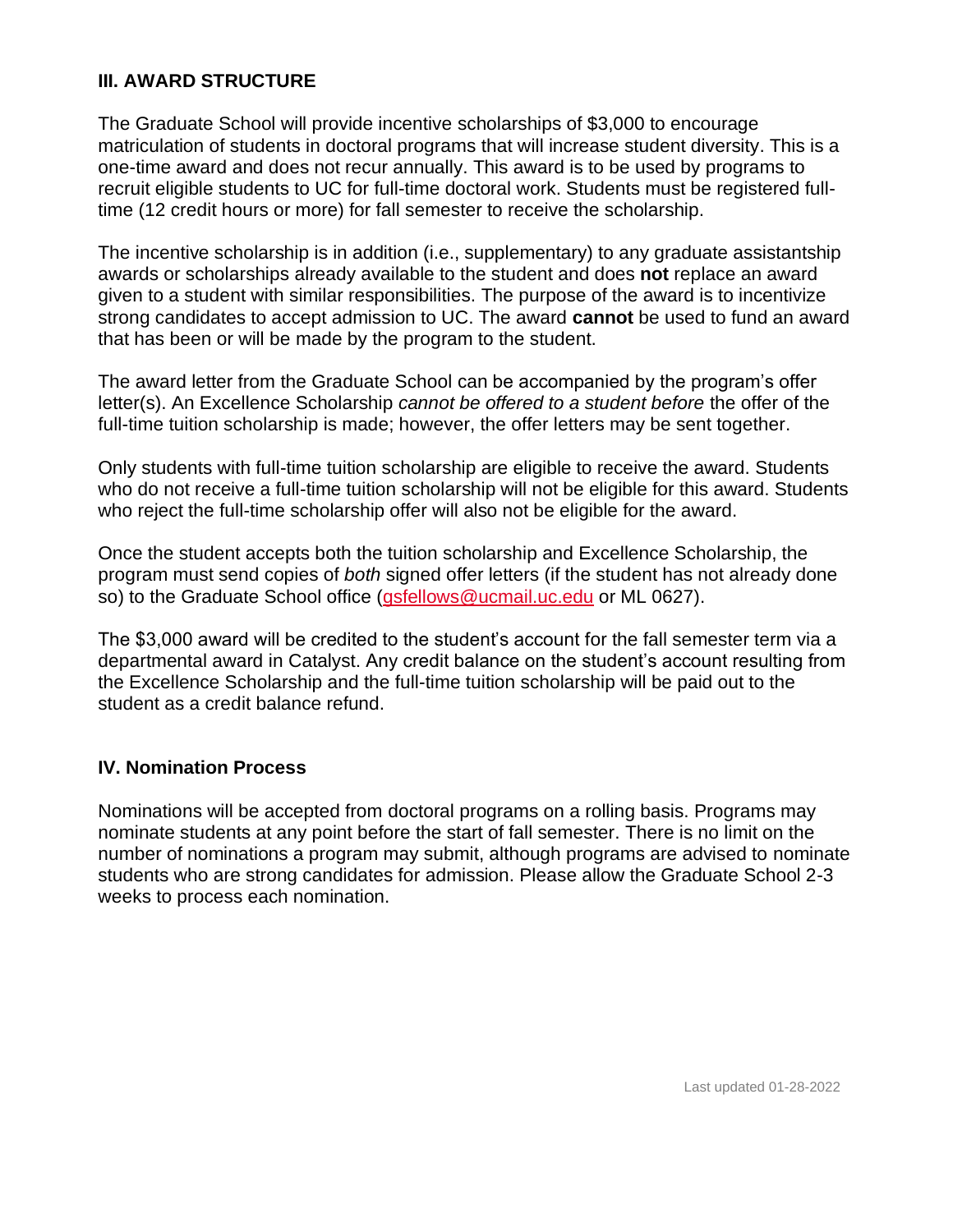## III. AWARD STRUCTURE

The Graduate School will provide incentive scholarships of $3,000 to encourage matriculation of students in doctoral programs that will increase student diversity. This is a one-time award and does not recur annually. This award is to be used by programs to recruit eligible students to UC for full-time doctoral work. Students must be registered full-time (12 credit hours or more) for fall semester to receive the scholarship.

The incentive scholarship is in addition (i.e., supplementary) to any graduate assistantship awards or scholarships already available to the student and does **not** replace an award given to a student with similar responsibilities. The purpose of the award is to incentivize strong candidates to accept admission to UC. The award **cannot** be used to fund an award that has been or will be made by the program to the student.

The award letter from the Graduate School can be accompanied by the program's offer letter(s). An Excellence Scholarship *cannot be offered to a student before* the offer of the full-time tuition scholarship is made; however, the offer letters may be sent together.

Only students with full-time tuition scholarship are eligible to receive the award. Students who do not receive a full-time tuition scholarship will not be eligible for this award. Students who reject the full-time scholarship offer will also not be eligible for the award.

Once the student accepts both the tuition scholarship and Excellence Scholarship, the program must send copies of *both* signed offer letters (if the student has not already done so) to the Graduate School office (gsfellows@ucmail.uc.edu or ML 0627).

The $3,000 award will be credited to the student's account for the fall semester term via a departmental award in Catalyst. Any credit balance on the student's account resulting from the Excellence Scholarship and the full-time tuition scholarship will be paid out to the student as a credit balance refund.

## IV. Nomination Process

Nominations will be accepted from doctoral programs on a rolling basis. Programs may nominate students at any point before the start of fall semester. There is no limit on the number of nominations a program may submit, although programs are advised to nominate students who are strong candidates for admission. Please allow the Graduate School 2-3 weeks to process each nomination.

Last updated 01-28-2022